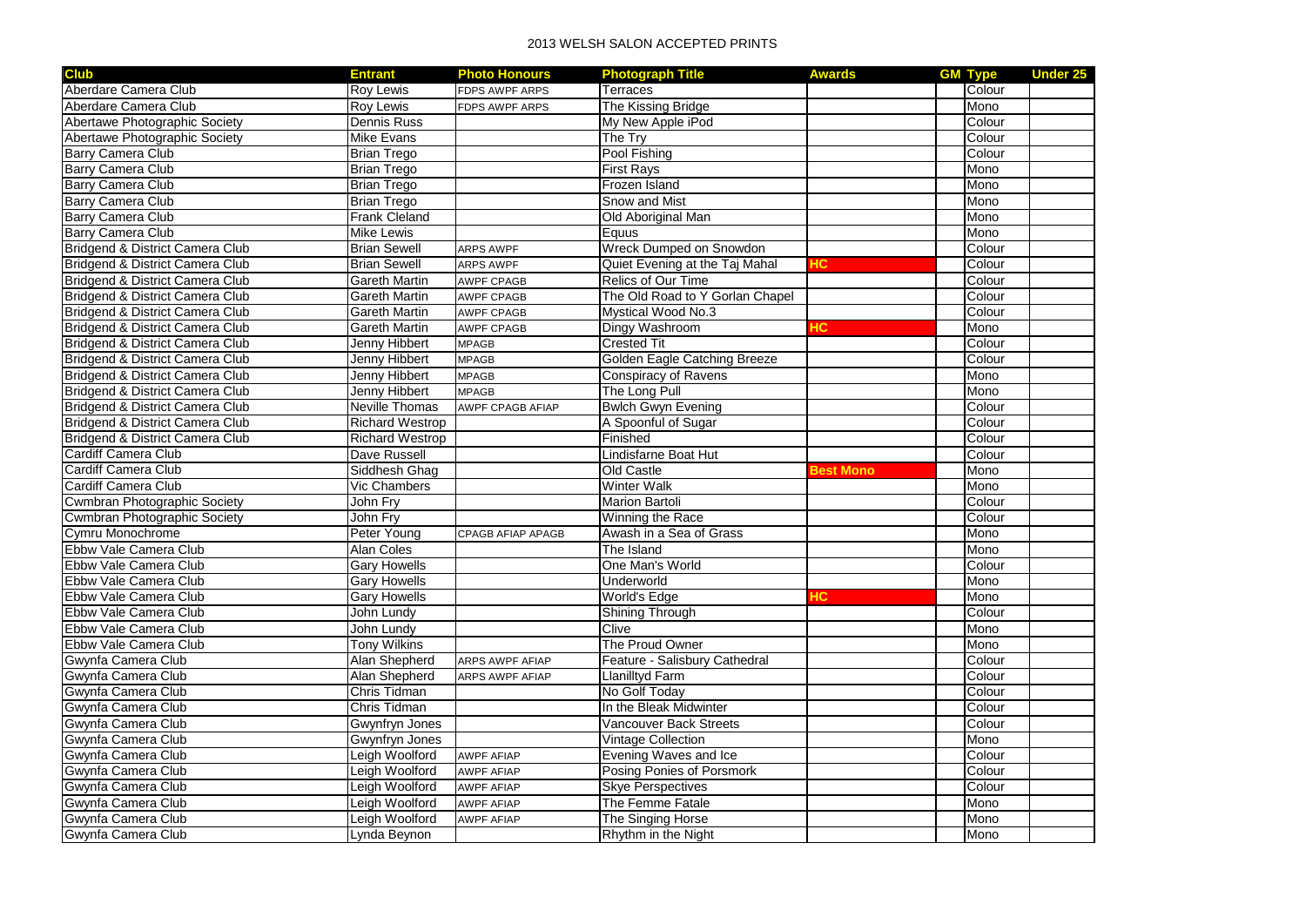# 2013 WELSH SALON ACCEPTED PRINTS

| Club | Entrant | Photo Honours | Photograph Title | Awards | GM | Type | Under 25 |
|---|---|---|---|---|---|---|---|
| Aberdare Camera Club | Roy Lewis | FDPS AWPF ARPS | Terraces | | | Colour | |
| Aberdare Camera Club | Roy Lewis | FDPS AWPF ARPS | The Kissing Bridge | | | Mono | |
| Abertawe Photographic Society | Dennis Russ | | My New Apple iPod | | | Colour | |
| Abertawe Photographic Society | Mike Evans | | The Try | | | Colour | |
| Barry Camera Club | Brian Trego | | Pool Fishing | | | Colour | |
| Barry Camera Club | Brian Trego | | First Rays | | | Mono | |
| Barry Camera Club | Brian Trego | | Frozen Island | | | Mono | |
| Barry Camera Club | Brian Trego | | Snow and Mist | | | Mono | |
| Barry Camera Club | Frank Cleland | | Old Aboriginal Man | | | Mono | |
| Barry Camera Club | Mike Lewis | | Equus | | | Mono | |
| Bridgend & District Camera Club | Brian Sewell | ARPS AWPF | Wreck Dumped on Snowdon | | | Colour | |
| Bridgend & District Camera Club | Brian Sewell | ARPS AWPF | Quiet Evening at the Taj Mahal | HC | | Colour | |
| Bridgend & District Camera Club | Gareth Martin | AWPF CPAGB | Relics of Our Time | | | Colour | |
| Bridgend & District Camera Club | Gareth Martin | AWPF CPAGB | The Old Road to Y Gorlan Chapel | | | Colour | |
| Bridgend & District Camera Club | Gareth Martin | AWPF CPAGB | Mystical Wood No.3 | | | Colour | |
| Bridgend & District Camera Club | Gareth Martin | AWPF CPAGB | Dingy Washroom | HC | | Mono | |
| Bridgend & District Camera Club | Jenny Hibbert | MPAGB | Crested Tit | | | Colour | |
| Bridgend & District Camera Club | Jenny Hibbert | MPAGB | Golden Eagle Catching Breeze | | | Colour | |
| Bridgend & District Camera Club | Jenny Hibbert | MPAGB | Conspiracy of Ravens | | | Mono | |
| Bridgend & District Camera Club | Jenny Hibbert | MPAGB | The Long Pull | | | Mono | |
| Bridgend & District Camera Club | Neville Thomas | AWPF CPAGB AFIAP | Bwlch Gwyn Evening | | | Colour | |
| Bridgend & District Camera Club | Richard Westrop | | A Spoonful of Sugar | | | Colour | |
| Bridgend & District Camera Club | Richard Westrop | | Finished | | | Colour | |
| Cardiff Camera Club | Dave Russell | | Lindisfarne Boat Hut | | | Colour | |
| Cardiff Camera Club | Siddhesh Ghag | | Old Castle | Best Mono | | Mono | |
| Cardiff Camera Club | Vic Chambers | | Winter Walk | | | Mono | |
| Cwmbran Photographic Society | John Fry | | Marion Bartoli | | | Colour | |
| Cwmbran Photographic Society | John Fry | | Winning the Race | | | Colour | |
| Cymru Monochrome | Peter Young | CPAGB AFIAP APAGB | Awash in a Sea of Grass | | | Mono | |
| Ebbw Vale Camera Club | Alan Coles | | The Island | | | Mono | |
| Ebbw Vale Camera Club | Gary Howells | | One Man's World | | | Colour | |
| Ebbw Vale Camera Club | Gary Howells | | Underworld | | | Mono | |
| Ebbw Vale Camera Club | Gary Howells | | World's Edge | HC | | Mono | |
| Ebbw Vale Camera Club | John Lundy | | Shining Through | | | Colour | |
| Ebbw Vale Camera Club | John Lundy | | Clive | | | Mono | |
| Ebbw Vale Camera Club | Tony Wilkins | | The Proud Owner | | | Mono | |
| Gwynfa Camera Club | Alan Shepherd | ARPS AWPF AFIAP | Feature - Salisbury Cathedral | | | Colour | |
| Gwynfa Camera Club | Alan Shepherd | ARPS AWPF AFIAP | Llanilltyd Farm | | | Colour | |
| Gwynfa Camera Club | Chris Tidman | | No Golf Today | | | Colour | |
| Gwynfa Camera Club | Chris Tidman | | In the Bleak Midwinter | | | Colour | |
| Gwynfa Camera Club | Gwynfryn Jones | | Vancouver Back Streets | | | Colour | |
| Gwynfa Camera Club | Gwynfryn Jones | | Vintage Collection | | | Mono | |
| Gwynfa Camera Club | Leigh Woolford | AWPF AFIAP | Evening Waves and Ice | | | Colour | |
| Gwynfa Camera Club | Leigh Woolford | AWPF AFIAP | Posing Ponies of Porsmork | | | Colour | |
| Gwynfa Camera Club | Leigh Woolford | AWPF AFIAP | Skye Perspectives | | | Colour | |
| Gwynfa Camera Club | Leigh Woolford | AWPF AFIAP | The Femme Fatale | | | Mono | |
| Gwynfa Camera Club | Leigh Woolford | AWPF AFIAP | The Singing Horse | | | Mono | |
| Gwynfa Camera Club | Lynda Beynon | | Rhythm in the Night | | | Mono | |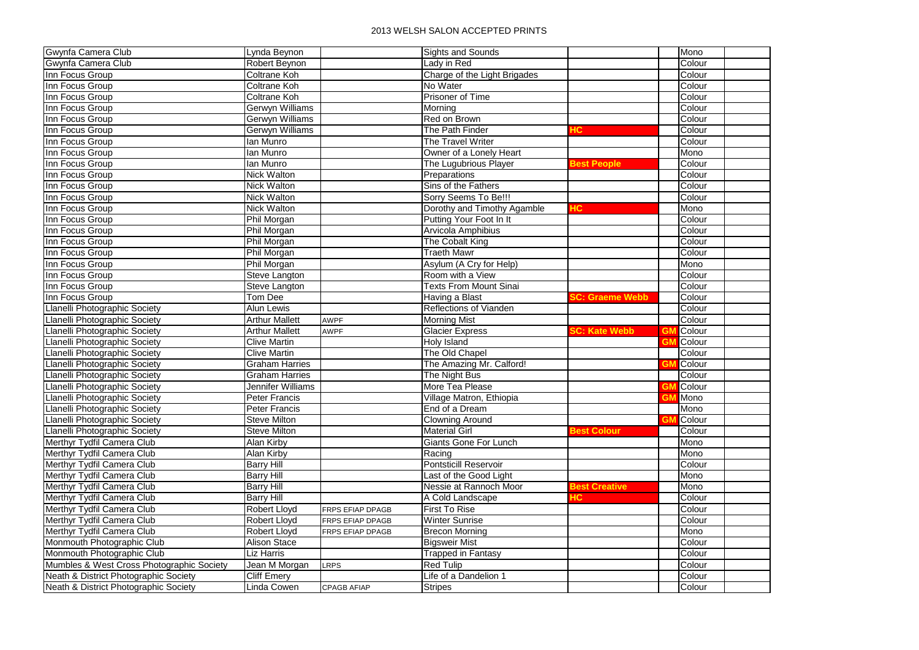## 2013 WELSH SALON ACCEPTED PRINTS

| | | | | | | | |
|---|---|---|---|---|---|---|---|
| Gwynfa Camera Club | Lynda Beynon | | Sights and Sounds | | | Mono | |
| Gwynfa Camera Club | Robert Beynon | | Lady in Red | | | Colour | |
| Inn Focus Group | Coltrane Koh | | Charge of the Light Brigades | | | Colour | |
| Inn Focus Group | Coltrane Koh | | No Water | | | Colour | |
| Inn Focus Group | Coltrane Koh | | Prisoner of Time | | | Colour | |
| Inn Focus Group | Gerwyn Williams | | Morning | | | Colour | |
| Inn Focus Group | Gerwyn Williams | | Red on Brown | | | Colour | |
| Inn Focus Group | Gerwyn Williams | | The Path Finder | HC | | Colour | |
| Inn Focus Group | Ian Munro | | The Travel Writer | | | Colour | |
| Inn Focus Group | Ian Munro | | Owner of a Lonely Heart | | | Mono | |
| Inn Focus Group | Ian Munro | | The Lugubrious Player | Best People | | Colour | |
| Inn Focus Group | Nick Walton | | Preparations | | | Colour | |
| Inn Focus Group | Nick Walton | | Sins of the Fathers | | | Colour | |
| Inn Focus Group | Nick Walton | | Sorry Seems To Be!!! | | | Colour | |
| Inn Focus Group | Nick Walton | | Dorothy and Timothy Agamble | HC | | Mono | |
| Inn Focus Group | Phil Morgan | | Putting Your Foot In It | | | Colour | |
| Inn Focus Group | Phil Morgan | | Arvicola Amphibius | | | Colour | |
| Inn Focus Group | Phil Morgan | | The Cobalt King | | | Colour | |
| Inn Focus Group | Phil Morgan | | Traeth Mawr | | | Colour | |
| Inn Focus Group | Phil Morgan | | Asylum (A Cry for Help) | | | Mono | |
| Inn Focus Group | Steve Langton | | Room with a View | | | Colour | |
| Inn Focus Group | Steve Langton | | Texts From Mount Sinai | | | Colour | |
| Inn Focus Group | Tom Dee | | Having a Blast | SC: Graeme Webb | | Colour | |
| Llanelli Photographic Society | Alun Lewis | | Reflections of Vianden | | | Colour | |
| Llanelli Photographic Society | Arthur Mallett | AWPF | Morning Mist | | | Colour | |
| Llanelli Photographic Society | Arthur Mallett | AWPF | Glacier Express | SC: Kate Webb | GM | Colour | |
| Llanelli Photographic Society | Clive Martin | | Holy Island | | GM | Colour | |
| Llanelli Photographic Society | Clive Martin | | The Old Chapel | | | Colour | |
| Llanelli Photographic Society | Graham Harries | | The Amazing Mr. Calford! | | GM | Colour | |
| Llanelli Photographic Society | Graham Harries | | The Night Bus | | | Colour | |
| Llanelli Photographic Society | Jennifer Williams | | More Tea Please | | GM | Colour | |
| Llanelli Photographic Society | Peter Francis | | Village Matron, Ethiopia | | GM | Mono | |
| Llanelli Photographic Society | Peter Francis | | End of a Dream | | | Mono | |
| Llanelli Photographic Society | Steve Milton | | Clowning Around | | GM | Colour | |
| Llanelli Photographic Society | Steve Milton | | Material Girl | Best Colour | | Colour | |
| Merthyr Tydfil Camera Club | Alan Kirby | | Giants Gone For Lunch | | | Mono | |
| Merthyr Tydfil Camera Club | Alan Kirby | | Racing | | | Mono | |
| Merthyr Tydfil Camera Club | Barry Hill | | Pontsticill Reservoir | | | Colour | |
| Merthyr Tydfil Camera Club | Barry Hill | | Last of the Good Light | | | Mono | |
| Merthyr Tydfil Camera Club | Barry Hill | | Nessie at Rannoch Moor | Best Creative | | Mono | |
| Merthyr Tydfil Camera Club | Barry Hill | | A Cold Landscape | HC | | Colour | |
| Merthyr Tydfil Camera Club | Robert Lloyd | FRPS EFIAP DPAGB | First To Rise | | | Colour | |
| Merthyr Tydfil Camera Club | Robert Lloyd | FRPS EFIAP DPAGB | Winter Sunrise | | | Colour | |
| Merthyr Tydfil Camera Club | Robert Lloyd | FRPS EFIAP DPAGB | Brecon Morning | | | Mono | |
| Monmouth Photographic Club | Alison Stace | | Bigsweir Mist | | | Colour | |
| Monmouth Photographic Club | Liz Harris | | Trapped in Fantasy | | | Colour | |
| Mumbles & West Cross Photographic Society | Jean M Morgan | LRPS | Red Tulip | | | Colour | |
| Neath & District Photographic Society | Cliff Emery | | Life of a Dandelion 1 | | | Colour | |
| Neath & District Photographic Society | Linda Cowen | CPAGB AFIAP | Stripes | | | Colour | |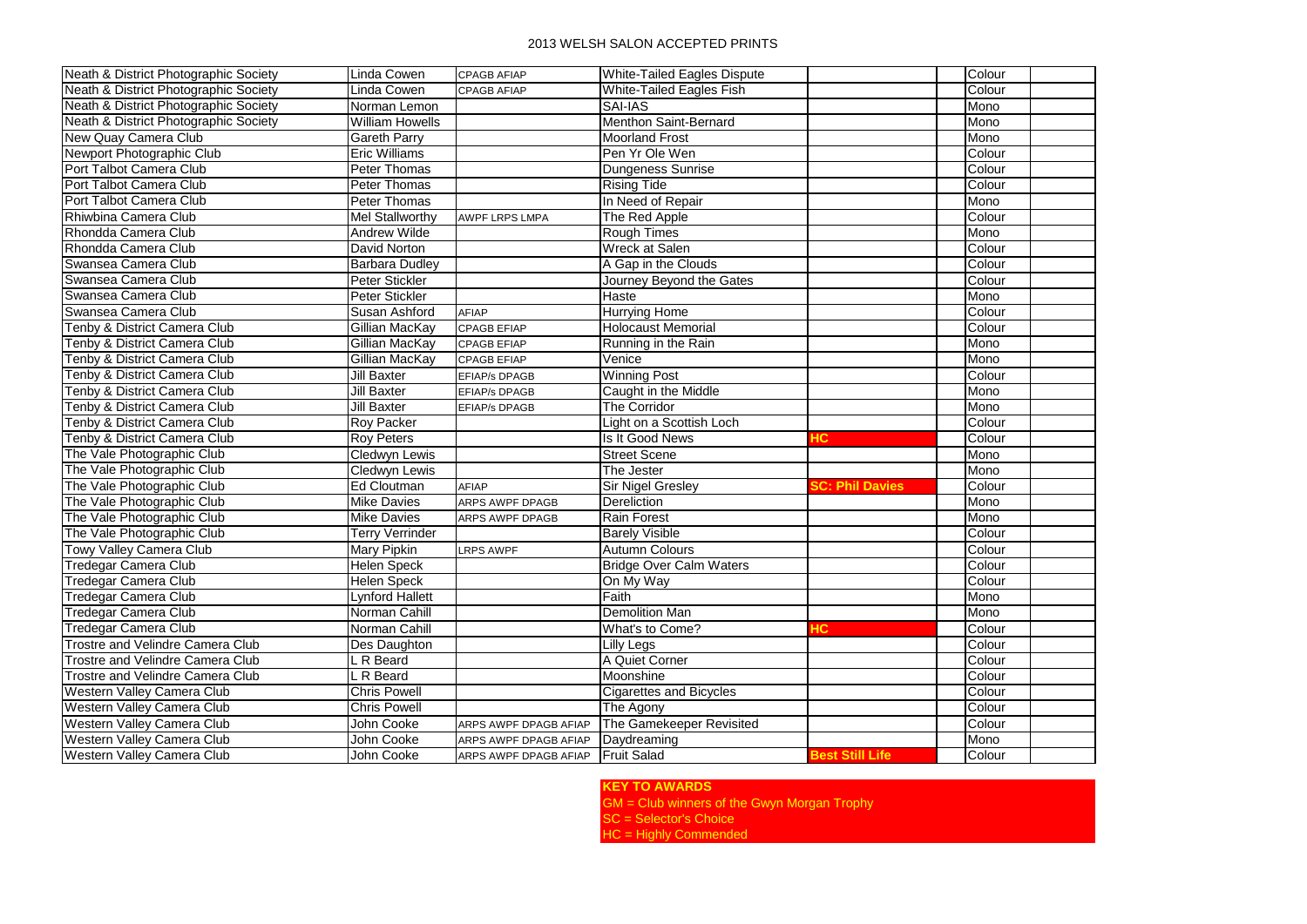2013 WELSH SALON ACCEPTED PRINTS

| | | | | | | | |
|---|---|---|---|---|---|---|---|
| Neath & District Photographic Society | Linda Cowen | CPAGB AFIAP | White-Tailed Eagles Dispute | | | Colour | |
| Neath & District Photographic Society | Linda Cowen | CPAGB AFIAP | White-Tailed Eagles Fish | | | Colour | |
| Neath & District Photographic Society | Norman Lemon | | SAI-IAS | | | Mono | |
| Neath & District Photographic Society | William Howells | | Menthon Saint-Bernard | | | Mono | |
| New Quay Camera Club | Gareth Parry | | Moorland Frost | | | Mono | |
| Newport Photographic Club | Eric Williams | | Pen Yr Ole Wen | | | Colour | |
| Port Talbot Camera Club | Peter Thomas | | Dungeness Sunrise | | | Colour | |
| Port Talbot Camera Club | Peter Thomas | | Rising Tide | | | Colour | |
| Port Talbot Camera Club | Peter Thomas | | In Need of Repair | | | Mono | |
| Rhiwbina Camera Club | Mel Stallworthy | AWPF LRPS LMPA | The Red Apple | | | Colour | |
| Rhondda Camera Club | Andrew Wilde | | Rough Times | | | Mono | |
| Rhondda Camera Club | David Norton | | Wreck at Salen | | | Colour | |
| Swansea Camera Club | Barbara Dudley | | A Gap in the Clouds | | | Colour | |
| Swansea Camera Club | Peter Stickler | | Journey Beyond the Gates | | | Colour | |
| Swansea Camera Club | Peter Stickler | | Haste | | | Mono | |
| Swansea Camera Club | Susan Ashford | AFIAP | Hurrying Home | | | Colour | |
| Tenby & District Camera Club | Gillian MacKay | CPAGB EFIAP | Holocaust Memorial | | | Colour | |
| Tenby & District Camera Club | Gillian MacKay | CPAGB EFIAP | Running in the Rain | | | Mono | |
| Tenby & District Camera Club | Gillian MacKay | CPAGB EFIAP | Venice | | | Mono | |
| Tenby & District Camera Club | Jill Baxter | EFIAP/s DPAGB | Winning Post | | | Colour | |
| Tenby & District Camera Club | Jill Baxter | EFIAP/s DPAGB | Caught in the Middle | | | Mono | |
| Tenby & District Camera Club | Jill Baxter | EFIAP/s DPAGB | The Corridor | | | Mono | |
| Tenby & District Camera Club | Roy Packer | | Light on a Scottish Loch | | | Colour | |
| Tenby & District Camera Club | Roy Peters | | Is It Good News | HC | | Colour | |
| The Vale Photographic Club | Cledwyn Lewis | | Street Scene | | | Mono | |
| The Vale Photographic Club | Cledwyn Lewis | | The Jester | | | Mono | |
| The Vale Photographic Club | Ed Cloutman | AFIAP | Sir Nigel Gresley | SC: Phil Davies | | Colour | |
| The Vale Photographic Club | Mike Davies | ARPS AWPF DPAGB | Dereliction | | | Mono | |
| The Vale Photographic Club | Mike Davies | ARPS AWPF DPAGB | Rain Forest | | | Mono | |
| The Vale Photographic Club | Terry Verrinder | | Barely Visible | | | Colour | |
| Towy Valley Camera Club | Mary Pipkin | LRPS AWPF | Autumn Colours | | | Colour | |
| Tredegar Camera Club | Helen Speck | | Bridge Over Calm Waters | | | Colour | |
| Tredegar Camera Club | Helen Speck | | On My Way | | | Colour | |
| Tredegar Camera Club | Lynford Hallett | | Faith | | | Mono | |
| Tredegar Camera Club | Norman Cahill | | Demolition Man | | | Mono | |
| Tredegar Camera Club | Norman Cahill | | What's to Come? | HC | | Colour | |
| Trostre and Velindre Camera Club | Des Daughton | | Lilly Legs | | | Colour | |
| Trostre and Velindre Camera Club | L R Beard | | A Quiet Corner | | | Colour | |
| Trostre and Velindre Camera Club | L R Beard | | Moonshine | | | Colour | |
| Western Valley Camera Club | Chris Powell | | Cigarettes and Bicycles | | | Colour | |
| Western Valley Camera Club | Chris Powell | | The Agony | | | Colour | |
| Western Valley Camera Club | John Cooke | ARPS AWPF DPAGB AFIAP | The Gamekeeper Revisited | | | Colour | |
| Western Valley Camera Club | John Cooke | ARPS AWPF DPAGB AFIAP | Daydreaming | | | Mono | |
| Western Valley Camera Club | John Cooke | ARPS AWPF DPAGB AFIAP | Fruit Salad | Best Still Life | | Colour | |

**KEY TO AWARDS**

GM = Club winners of the Gwyn Morgan Trophy

SC = Selector's Choice

HC = Highly Commended